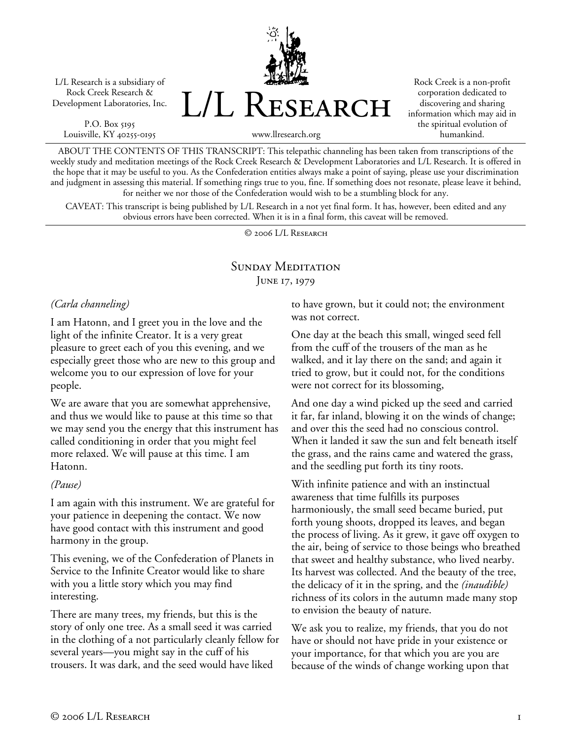L/L Research is a subsidiary of Rock Creek Research & Development Laboratories, Inc.

P.O. Box 5195
Louisville, KY 40255-0195

# L/L Research

www.llresearch.org

Rock Creek is a non-profit corporation dedicated to discovering and sharing information which may aid in the spiritual evolution of humankind.

ABOUT THE CONTENTS OF THIS TRANSCRIPT: This telepathic channeling has been taken from transcriptions of the weekly study and meditation meetings of the Rock Creek Research & Development Laboratories and L/L Research. It is offered in the hope that it may be useful to you. As the Confederation entities always make a point of saying, please use your discrimination and judgment in assessing this material. If something rings true to you, fine. If something does not resonate, please leave it behind, for neither we nor those of the Confederation would wish to be a stumbling block for any.

CAVEAT: This transcript is being published by L/L Research in a not yet final form. It has, however, been edited and any obvious errors have been corrected. When it is in a final form, this caveat will be removed.

© 2006 L/L Research

## Sunday Meditation
June 17, 1979

*(Carla channeling)*

I am Hatonn, and I greet you in the love and the light of the infinite Creator. It is a very great pleasure to greet each of you this evening, and we especially greet those who are new to this group and welcome you to our expression of love for your people.

We are aware that you are somewhat apprehensive, and thus we would like to pause at this time so that we may send you the energy that this instrument has called conditioning in order that you might feel more relaxed. We will pause at this time. I am Hatonn.

*(Pause)*

I am again with this instrument. We are grateful for your patience in deepening the contact. We now have good contact with this instrument and good harmony in the group.

This evening, we of the Confederation of Planets in Service to the Infinite Creator would like to share with you a little story which you may find interesting.

There are many trees, my friends, but this is the story of only one tree. As a small seed it was carried in the clothing of a not particularly cleanly fellow for several years—you might say in the cuff of his trousers. It was dark, and the seed would have liked to have grown, but it could not; the environment was not correct.

One day at the beach this small, winged seed fell from the cuff of the trousers of the man as he walked, and it lay there on the sand; and again it tried to grow, but it could not, for the conditions were not correct for its blossoming,

And one day a wind picked up the seed and carried it far, far inland, blowing it on the winds of change; and over this the seed had no conscious control. When it landed it saw the sun and felt beneath itself the grass, and the rains came and watered the grass, and the seedling put forth its tiny roots.

With infinite patience and with an instinctual awareness that time fulfills its purposes harmoniously, the small seed became buried, put forth young shoots, dropped its leaves, and began the process of living. As it grew, it gave off oxygen to the air, being of service to those beings who breathed that sweet and healthy substance, who lived nearby. Its harvest was collected. And the beauty of the tree, the delicacy of it in the spring, and the *(inaudible)* richness of its colors in the autumn made many stop to envision the beauty of nature.

We ask you to realize, my friends, that you do not have or should not have pride in your existence or your importance, for that which you are you are because of the winds of change working upon that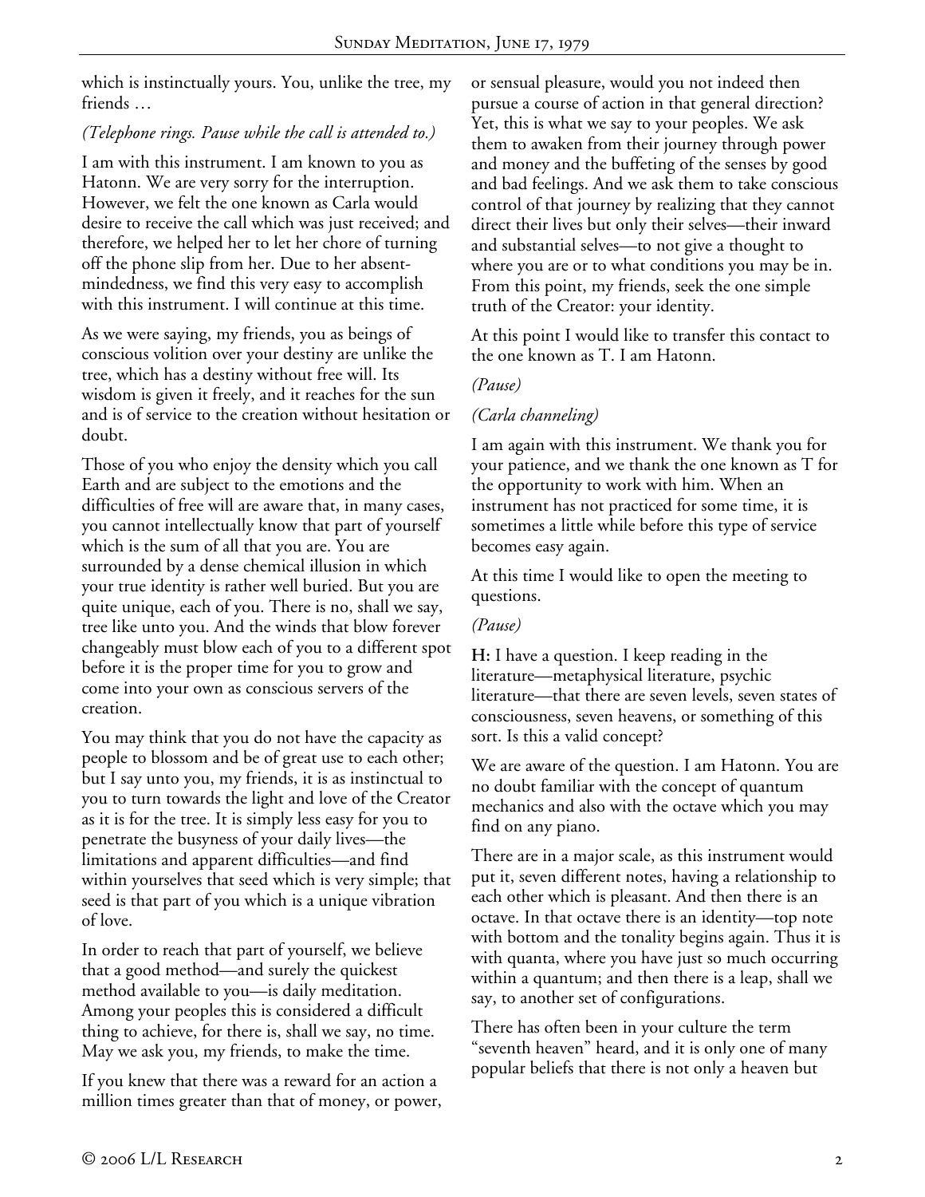which is instinctually yours. You, unlike the tree, my friends …

*(Telephone rings. Pause while the call is attended to.)*

I am with this instrument. I am known to you as Hatonn. We are very sorry for the interruption. However, we felt the one known as Carla would desire to receive the call which was just received; and therefore, we helped her to let her chore of turning off the phone slip from her. Due to her absent-mindedness, we find this very easy to accomplish with this instrument. I will continue at this time.

As we were saying, my friends, you as beings of conscious volition over your destiny are unlike the tree, which has a destiny without free will. Its wisdom is given it freely, and it reaches for the sun and is of service to the creation without hesitation or doubt.

Those of you who enjoy the density which you call Earth and are subject to the emotions and the difficulties of free will are aware that, in many cases, you cannot intellectually know that part of yourself which is the sum of all that you are. You are surrounded by a dense chemical illusion in which your true identity is rather well buried. But you are quite unique, each of you. There is no, shall we say, tree like unto you. And the winds that blow forever changeably must blow each of you to a different spot before it is the proper time for you to grow and come into your own as conscious servers of the creation.

You may think that you do not have the capacity as people to blossom and be of great use to each other; but I say unto you, my friends, it is as instinctual to you to turn towards the light and love of the Creator as it is for the tree. It is simply less easy for you to penetrate the busyness of your daily lives—the limitations and apparent difficulties—and find within yourselves that seed which is very simple; that seed is that part of you which is a unique vibration of love.

In order to reach that part of yourself, we believe that a good method—and surely the quickest method available to you—is daily meditation. Among your peoples this is considered a difficult thing to achieve, for there is, shall we say, no time. May we ask you, my friends, to make the time.

If you knew that there was a reward for an action a million times greater than that of money, or power, or sensual pleasure, would you not indeed then pursue a course of action in that general direction? Yet, this is what we say to your peoples. We ask them to awaken from their journey through power and money and the buffeting of the senses by good and bad feelings. And we ask them to take conscious control of that journey by realizing that they cannot direct their lives but only their selves—their inward and substantial selves—to not give a thought to where you are or to what conditions you may be in. From this point, my friends, seek the one simple truth of the Creator: your identity.

At this point I would like to transfer this contact to the one known as T. I am Hatonn.

*(Pause)*

*(Carla channeling)*

I am again with this instrument. We thank you for your patience, and we thank the one known as T for the opportunity to work with him. When an instrument has not practiced for some time, it is sometimes a little while before this type of service becomes easy again.

At this time I would like to open the meeting to questions.

*(Pause)*

**H:** I have a question. I keep reading in the literature—metaphysical literature, psychic literature—that there are seven levels, seven states of consciousness, seven heavens, or something of this sort. Is this a valid concept?

We are aware of the question. I am Hatonn. You are no doubt familiar with the concept of quantum mechanics and also with the octave which you may find on any piano.

There are in a major scale, as this instrument would put it, seven different notes, having a relationship to each other which is pleasant. And then there is an octave. In that octave there is an identity—top note with bottom and the tonality begins again. Thus it is with quanta, where you have just so much occurring within a quantum; and then there is a leap, shall we say, to another set of configurations.

There has often been in your culture the term "seventh heaven" heard, and it is only one of many popular beliefs that there is not only a heaven but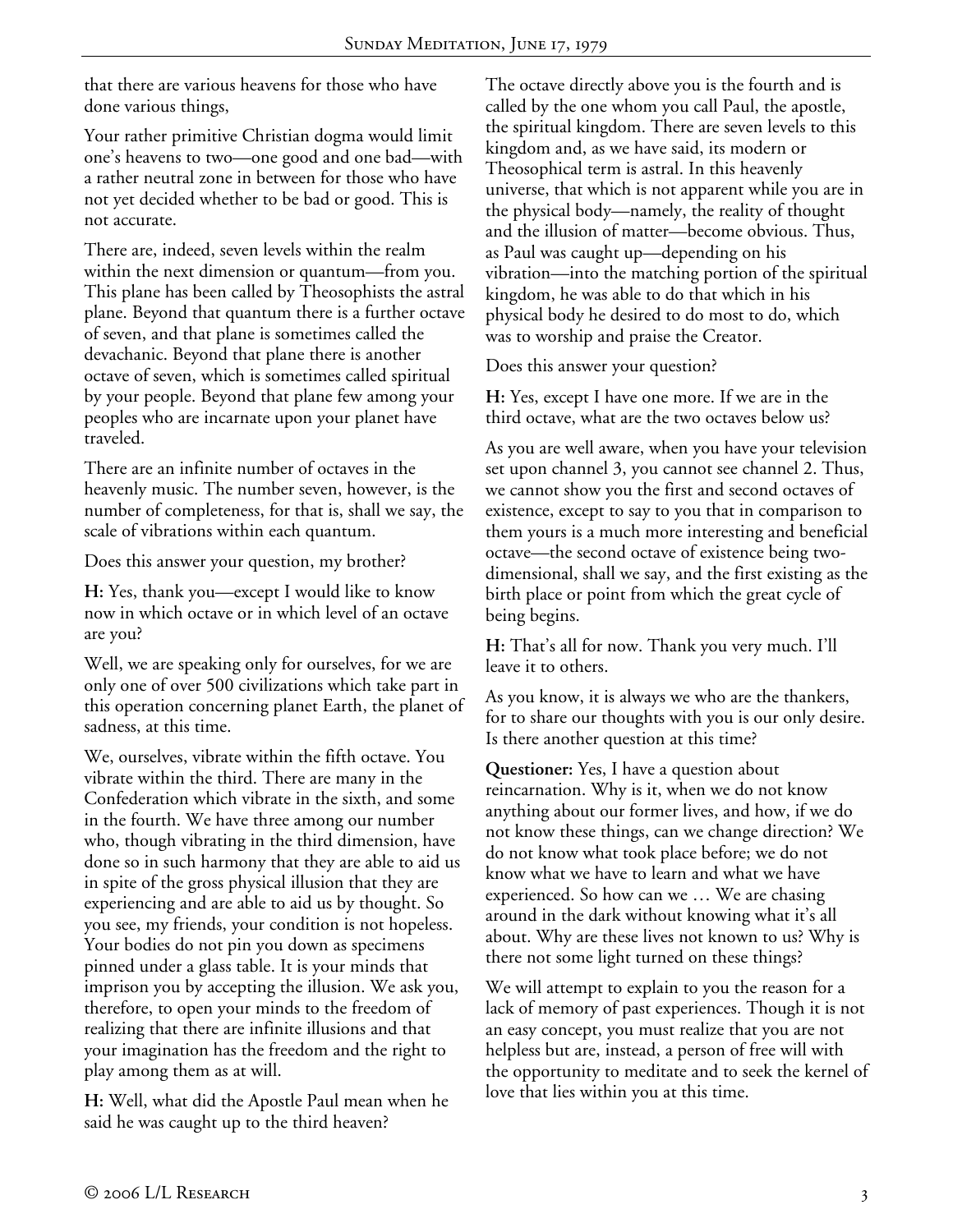that there are various heavens for those who have done various things,

Your rather primitive Christian dogma would limit one's heavens to two—one good and one bad—with a rather neutral zone in between for those who have not yet decided whether to be bad or good. This is not accurate.

There are, indeed, seven levels within the realm within the next dimension or quantum—from you. This plane has been called by Theosophists the astral plane. Beyond that quantum there is a further octave of seven, and that plane is sometimes called the devachanic. Beyond that plane there is another octave of seven, which is sometimes called spiritual by your people. Beyond that plane few among your peoples who are incarnate upon your planet have traveled.

There are an infinite number of octaves in the heavenly music. The number seven, however, is the number of completeness, for that is, shall we say, the scale of vibrations within each quantum.

Does this answer your question, my brother?

**H:** Yes, thank you—except I would like to know now in which octave or in which level of an octave are you?

Well, we are speaking only for ourselves, for we are only one of over 500 civilizations which take part in this operation concerning planet Earth, the planet of sadness, at this time.

We, ourselves, vibrate within the fifth octave. You vibrate within the third. There are many in the Confederation which vibrate in the sixth, and some in the fourth. We have three among our number who, though vibrating in the third dimension, have done so in such harmony that they are able to aid us in spite of the gross physical illusion that they are experiencing and are able to aid us by thought. So you see, my friends, your condition is not hopeless. Your bodies do not pin you down as specimens pinned under a glass table. It is your minds that imprison you by accepting the illusion. We ask you, therefore, to open your minds to the freedom of realizing that there are infinite illusions and that your imagination has the freedom and the right to play among them as at will.

**H:** Well, what did the Apostle Paul mean when he said he was caught up to the third heaven?

The octave directly above you is the fourth and is called by the one whom you call Paul, the apostle, the spiritual kingdom. There are seven levels to this kingdom and, as we have said, its modern or Theosophical term is astral. In this heavenly universe, that which is not apparent while you are in the physical body—namely, the reality of thought and the illusion of matter—become obvious. Thus, as Paul was caught up—depending on his vibration—into the matching portion of the spiritual kingdom, he was able to do that which in his physical body he desired to do most to do, which was to worship and praise the Creator.

Does this answer your question?

**H:** Yes, except I have one more. If we are in the third octave, what are the two octaves below us?

As you are well aware, when you have your television set upon channel 3, you cannot see channel 2. Thus, we cannot show you the first and second octaves of existence, except to say to you that in comparison to them yours is a much more interesting and beneficial octave—the second octave of existence being two-dimensional, shall we say, and the first existing as the birth place or point from which the great cycle of being begins.

**H:** That's all for now. Thank you very much. I'll leave it to others.

As you know, it is always we who are the thankers, for to share our thoughts with you is our only desire. Is there another question at this time?

**Questioner:** Yes, I have a question about reincarnation. Why is it, when we do not know anything about our former lives, and how, if we do not know these things, can we change direction? We do not know what took place before; we do not know what we have to learn and what we have experienced. So how can we … We are chasing around in the dark without knowing what it's all about. Why are these lives not known to us? Why is there not some light turned on these things?

We will attempt to explain to you the reason for a lack of memory of past experiences. Though it is not an easy concept, you must realize that you are not helpless but are, instead, a person of free will with the opportunity to meditate and to seek the kernel of love that lies within you at this time.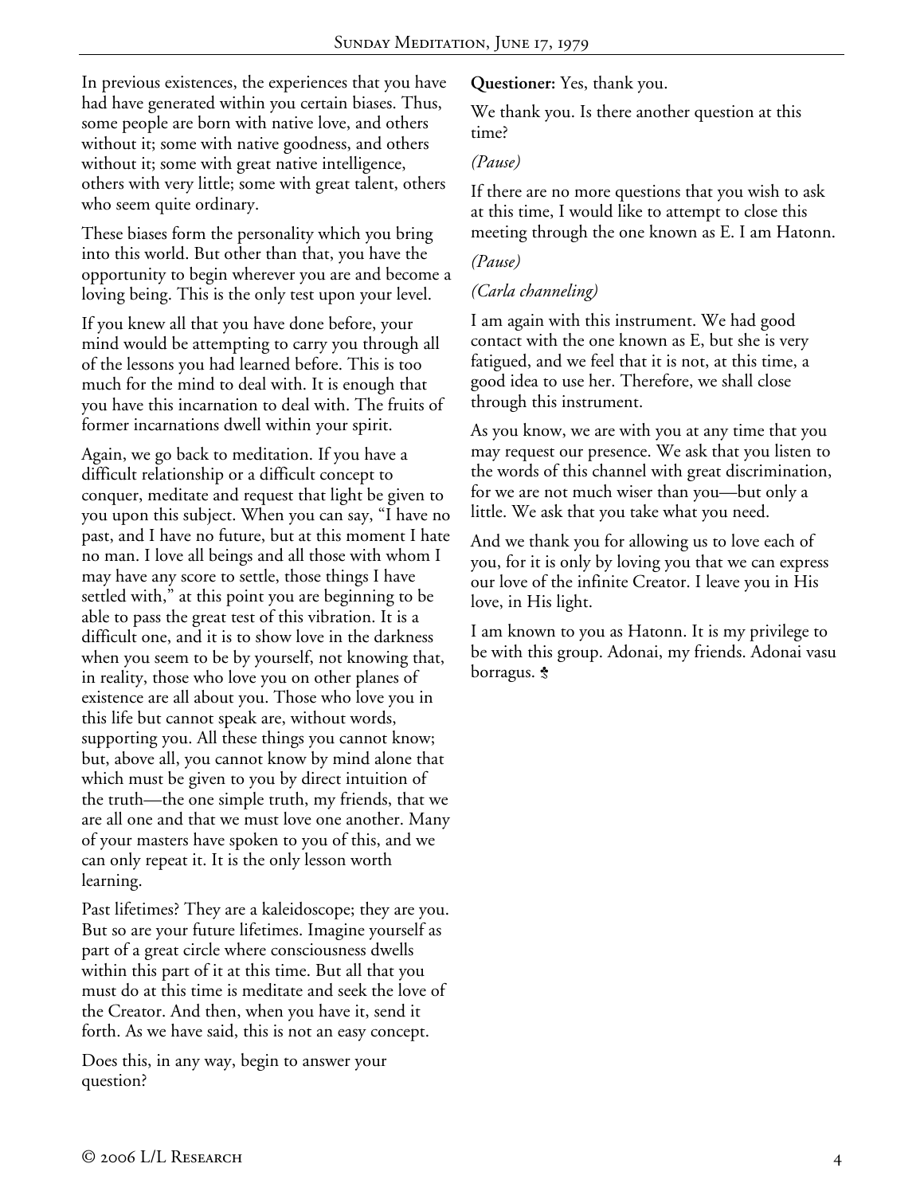In previous existences, the experiences that you have had have generated within you certain biases. Thus, some people are born with native love, and others without it; some with native goodness, and others without it; some with great native intelligence, others with very little; some with great talent, others who seem quite ordinary.

These biases form the personality which you bring into this world. But other than that, you have the opportunity to begin wherever you are and become a loving being. This is the only test upon your level.

If you knew all that you have done before, your mind would be attempting to carry you through all of the lessons you had learned before. This is too much for the mind to deal with. It is enough that you have this incarnation to deal with. The fruits of former incarnations dwell within your spirit.

Again, we go back to meditation. If you have a difficult relationship or a difficult concept to conquer, meditate and request that light be given to you upon this subject. When you can say, "I have no past, and I have no future, but at this moment I hate no man. I love all beings and all those with whom I may have any score to settle, those things I have settled with," at this point you are beginning to be able to pass the great test of this vibration. It is a difficult one, and it is to show love in the darkness when you seem to be by yourself, not knowing that, in reality, those who love you on other planes of existence are all about you. Those who love you in this life but cannot speak are, without words, supporting you. All these things you cannot know; but, above all, you cannot know by mind alone that which must be given to you by direct intuition of the truth—the one simple truth, my friends, that we are all one and that we must love one another. Many of your masters have spoken to you of this, and we can only repeat it. It is the only lesson worth learning.

Past lifetimes? They are a kaleidoscope; they are you. But so are your future lifetimes. Imagine yourself as part of a great circle where consciousness dwells within this part of it at this time. But all that you must do at this time is meditate and seek the love of the Creator. And then, when you have it, send it forth. As we have said, this is not an easy concept.

Does this, in any way, begin to answer your question?

**Questioner:** Yes, thank you.

We thank you. Is there another question at this time?

*(Pause)*

If there are no more questions that you wish to ask at this time, I would like to attempt to close this meeting through the one known as E. I am Hatonn.

*(Pause)*

*(Carla channeling)*

I am again with this instrument. We had good contact with the one known as E, but she is very fatigued, and we feel that it is not, at this time, a good idea to use her. Therefore, we shall close through this instrument.

As you know, we are with you at any time that you may request our presence. We ask that you listen to the words of this channel with great discrimination, for we are not much wiser than you—but only a little. We ask that you take what you need.

And we thank you for allowing us to love each of you, for it is only by loving you that we can express our love of the infinite Creator. I leave you in His love, in His light.

I am known to you as Hatonn. It is my privilege to be with this group. Adonai, my friends. Adonai vasu borragus.